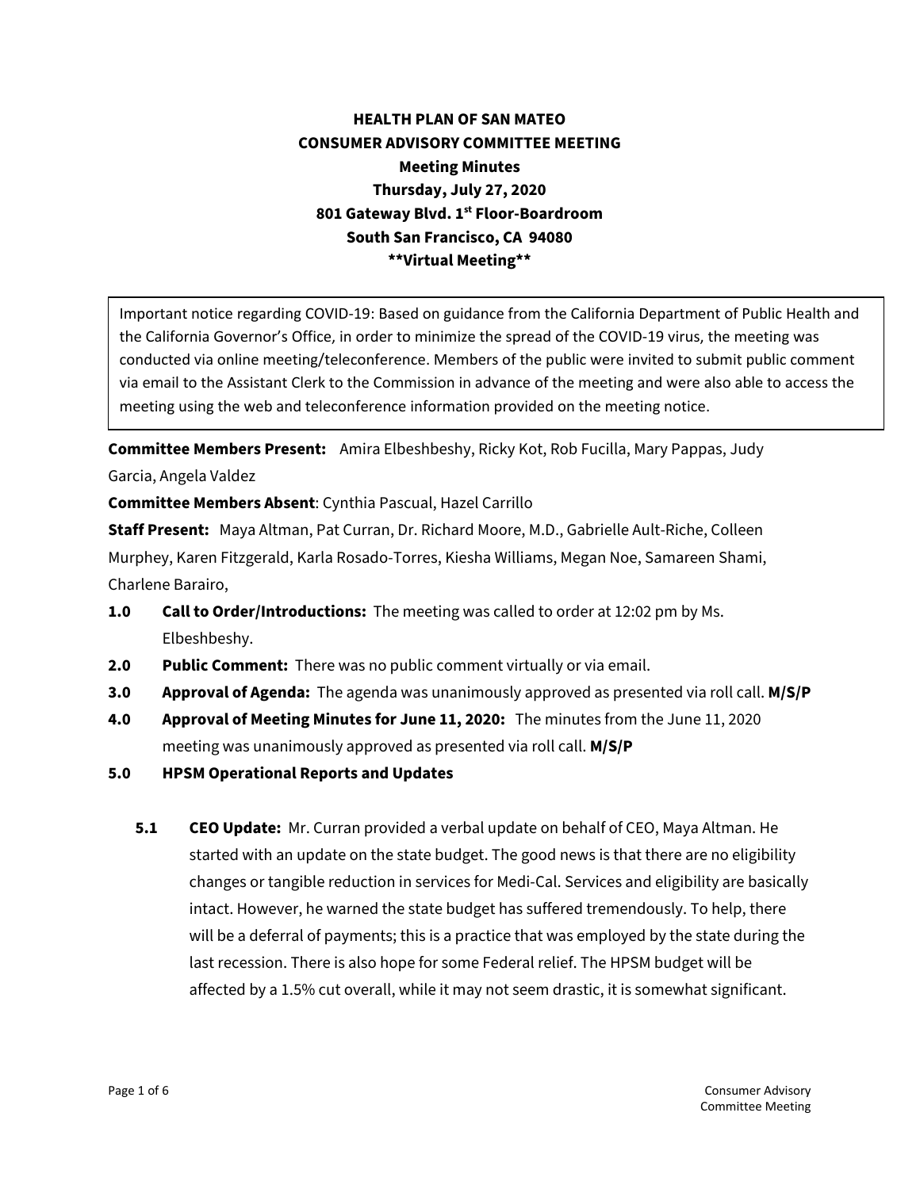# HEALTH PLAN OF SAN MATEO
## CONSUMER ADVISORY COMMITTEE MEETING
### Meeting Minutes
### Thursday, July 27, 2020
### 801 Gateway Blvd. 1st Floor-Boardroom
### South San Francisco, CA 94080
### **Virtual Meeting**

Important notice regarding COVID-19: Based on guidance from the California Department of Public Health and the California Governor's Office, in order to minimize the spread of the COVID-19 virus, the meeting was conducted via online meeting/teleconference. Members of the public were invited to submit public comment via email to the Assistant Clerk to the Commission in advance of the meeting and were also able to access the meeting using the web and teleconference information provided on the meeting notice.

**Committee Members Present:** Amira Elbeshbeshy, Ricky Kot, Rob Fucilla, Mary Pappas, Judy Garcia, Angela Valdez

**Committee Members Absent**: Cynthia Pascual, Hazel Carrillo

**Staff Present:** Maya Altman, Pat Curran, Dr. Richard Moore, M.D., Gabrielle Ault-Riche, Colleen Murphey, Karen Fitzgerald, Karla Rosado-Torres, Kiesha Williams, Megan Noe, Samareen Shami, Charlene Barairo,

**1.0 Call to Order/Introductions:** The meeting was called to order at 12:02 pm by Ms. Elbeshbeshy.

**2.0 Public Comment:** There was no public comment virtually or via email.

**3.0 Approval of Agenda:** The agenda was unanimously approved as presented via roll call. **M/S/P**

**4.0 Approval of Meeting Minutes for June 11, 2020:** The minutes from the June 11, 2020 meeting was unanimously approved as presented via roll call. **M/S/P**

**5.0 HPSM Operational Reports and Updates**

**5.1 CEO Update:** Mr. Curran provided a verbal update on behalf of CEO, Maya Altman. He started with an update on the state budget. The good news is that there are no eligibility changes or tangible reduction in services for Medi-Cal. Services and eligibility are basically intact. However, he warned the state budget has suffered tremendously. To help, there will be a deferral of payments; this is a practice that was employed by the state during the last recession. There is also hope for some Federal relief. The HPSM budget will be affected by a 1.5% cut overall, while it may not seem drastic, it is somewhat significant.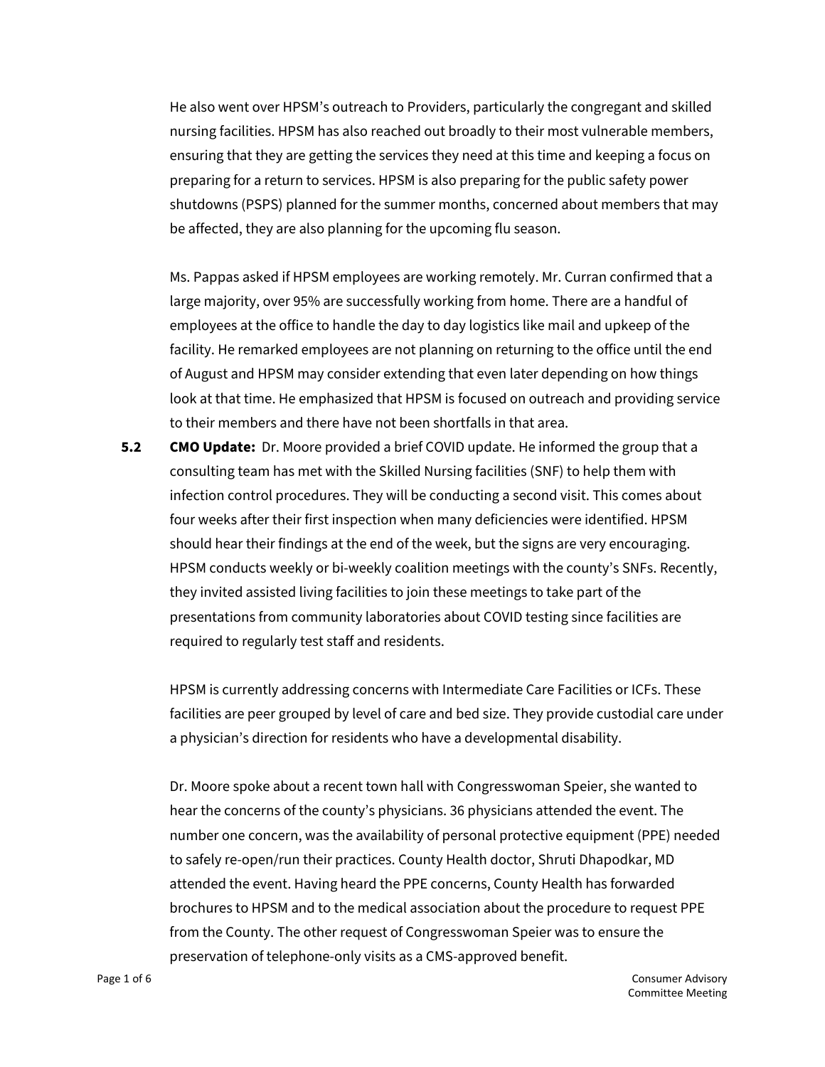He also went over HPSM's outreach to Providers, particularly the congregant and skilled nursing facilities. HPSM has also reached out broadly to their most vulnerable members, ensuring that they are getting the services they need at this time and keeping a focus on preparing for a return to services. HPSM is also preparing for the public safety power shutdowns (PSPS) planned for the summer months, concerned about members that may be affected, they are also planning for the upcoming flu season.

Ms. Pappas asked if HPSM employees are working remotely. Mr. Curran confirmed that a large majority, over 95% are successfully working from home. There are a handful of employees at the office to handle the day to day logistics like mail and upkeep of the facility. He remarked employees are not planning on returning to the office until the end of August and HPSM may consider extending that even later depending on how things look at that time. He emphasized that HPSM is focused on outreach and providing service to their members and there have not been shortfalls in that area.

**5.2** **CMO Update:** Dr. Moore provided a brief COVID update. He informed the group that a consulting team has met with the Skilled Nursing facilities (SNF) to help them with infection control procedures. They will be conducting a second visit. This comes about four weeks after their first inspection when many deficiencies were identified. HPSM should hear their findings at the end of the week, but the signs are very encouraging. HPSM conducts weekly or bi-weekly coalition meetings with the county's SNFs. Recently, they invited assisted living facilities to join these meetings to take part of the presentations from community laboratories about COVID testing since facilities are required to regularly test staff and residents.

HPSM is currently addressing concerns with Intermediate Care Facilities or ICFs. These facilities are peer grouped by level of care and bed size. They provide custodial care under a physician's direction for residents who have a developmental disability.

Dr. Moore spoke about a recent town hall with Congresswoman Speier, she wanted to hear the concerns of the county's physicians. 36 physicians attended the event. The number one concern, was the availability of personal protective equipment (PPE) needed to safely re-open/run their practices. County Health doctor, Shruti Dhapodkar, MD attended the event. Having heard the PPE concerns, County Health has forwarded brochures to HPSM and to the medical association about the procedure to request PPE from the County. The other request of Congresswoman Speier was to ensure the preservation of telephone-only visits as a CMS-approved benefit.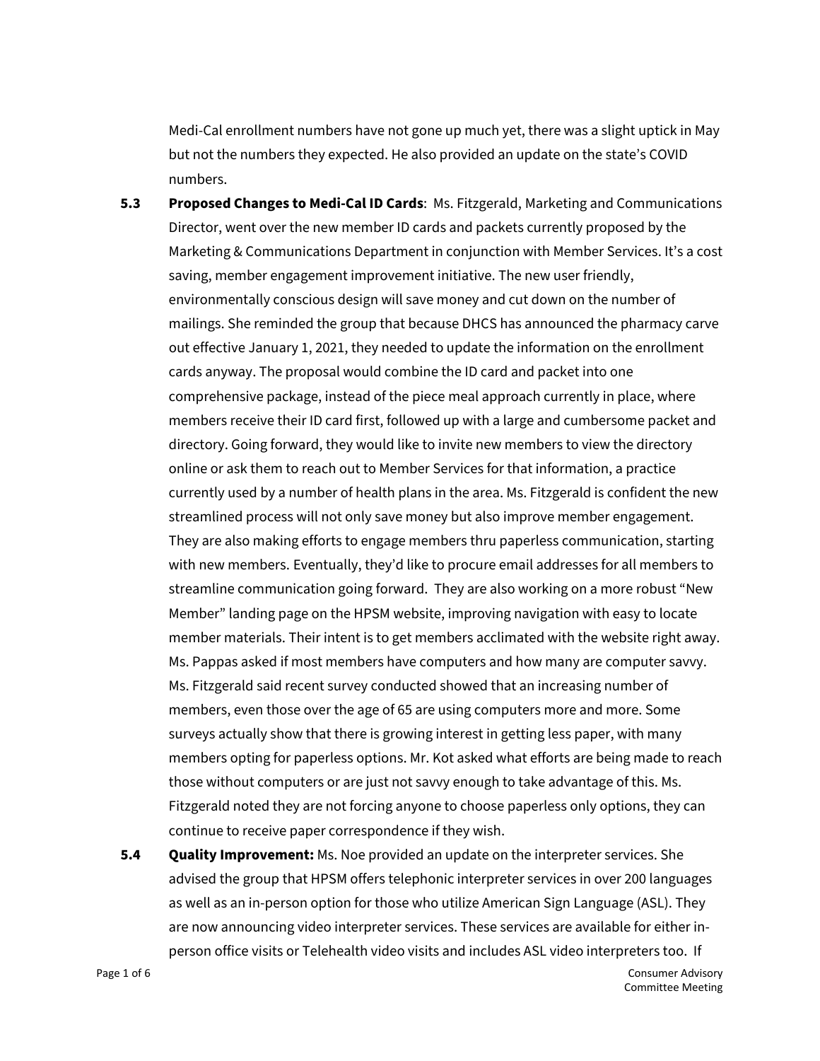Medi-Cal enrollment numbers have not gone up much yet, there was a slight uptick in May but not the numbers they expected. He also provided an update on the state's COVID numbers.

**5.3 Proposed Changes to Medi-Cal ID Cards**: Ms. Fitzgerald, Marketing and Communications Director, went over the new member ID cards and packets currently proposed by the Marketing & Communications Department in conjunction with Member Services. It's a cost saving, member engagement improvement initiative. The new user friendly, environmentally conscious design will save money and cut down on the number of mailings. She reminded the group that because DHCS has announced the pharmacy carve out effective January 1, 2021, they needed to update the information on the enrollment cards anyway. The proposal would combine the ID card and packet into one comprehensive package, instead of the piece meal approach currently in place, where members receive their ID card first, followed up with a large and cumbersome packet and directory. Going forward, they would like to invite new members to view the directory online or ask them to reach out to Member Services for that information, a practice currently used by a number of health plans in the area. Ms. Fitzgerald is confident the new streamlined process will not only save money but also improve member engagement. They are also making efforts to engage members thru paperless communication, starting with new members. Eventually, they'd like to procure email addresses for all members to streamline communication going forward. They are also working on a more robust "New Member" landing page on the HPSM website, improving navigation with easy to locate member materials. Their intent is to get members acclimated with the website right away. Ms. Pappas asked if most members have computers and how many are computer savvy. Ms. Fitzgerald said recent survey conducted showed that an increasing number of members, even those over the age of 65 are using computers more and more. Some surveys actually show that there is growing interest in getting less paper, with many members opting for paperless options. Mr. Kot asked what efforts are being made to reach those without computers or are just not savvy enough to take advantage of this. Ms. Fitzgerald noted they are not forcing anyone to choose paperless only options, they can continue to receive paper correspondence if they wish.

**5.4 Quality Improvement:** Ms. Noe provided an update on the interpreter services. She advised the group that HPSM offers telephonic interpreter services in over 200 languages as well as an in-person option for those who utilize American Sign Language (ASL). They are now announcing video interpreter services. These services are available for either in-person office visits or Telehealth video visits and includes ASL video interpreters too. If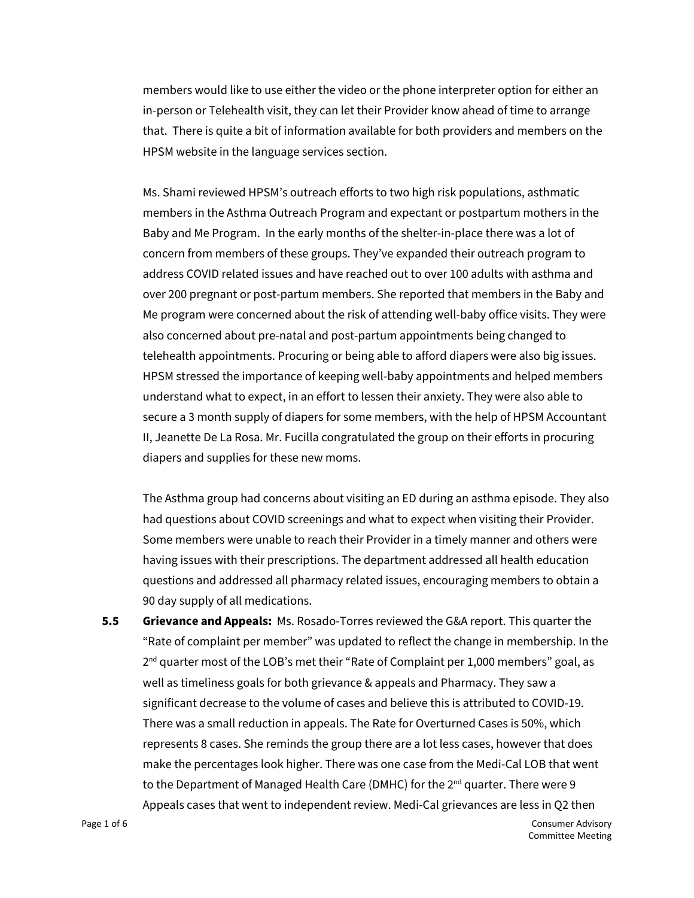members would like to use either the video or the phone interpreter option for either an in-person or Telehealth visit, they can let their Provider know ahead of time to arrange that. There is quite a bit of information available for both providers and members on the HPSM website in the language services section.

Ms. Shami reviewed HPSM's outreach efforts to two high risk populations, asthmatic members in the Asthma Outreach Program and expectant or postpartum mothers in the Baby and Me Program. In the early months of the shelter-in-place there was a lot of concern from members of these groups. They've expanded their outreach program to address COVID related issues and have reached out to over 100 adults with asthma and over 200 pregnant or post-partum members. She reported that members in the Baby and Me program were concerned about the risk of attending well-baby office visits. They were also concerned about pre-natal and post-partum appointments being changed to telehealth appointments. Procuring or being able to afford diapers were also big issues. HPSM stressed the importance of keeping well-baby appointments and helped members understand what to expect, in an effort to lessen their anxiety. They were also able to secure a 3 month supply of diapers for some members, with the help of HPSM Accountant II, Jeanette De La Rosa. Mr. Fucilla congratulated the group on their efforts in procuring diapers and supplies for these new moms.

The Asthma group had concerns about visiting an ED during an asthma episode. They also had questions about COVID screenings and what to expect when visiting their Provider. Some members were unable to reach their Provider in a timely manner and others were having issues with their prescriptions. The department addressed all health education questions and addressed all pharmacy related issues, encouraging members to obtain a 90 day supply of all medications.

**5.5 Grievance and Appeals:** Ms. Rosado-Torres reviewed the G&A report. This quarter the "Rate of complaint per member" was updated to reflect the change in membership. In the 2nd quarter most of the LOB's met their "Rate of Complaint per 1,000 members" goal, as well as timeliness goals for both grievance & appeals and Pharmacy. They saw a significant decrease to the volume of cases and believe this is attributed to COVID-19. There was a small reduction in appeals. The Rate for Overturned Cases is 50%, which represents 8 cases. She reminds the group there are a lot less cases, however that does make the percentages look higher. There was one case from the Medi-Cal LOB that went to the Department of Managed Health Care (DMHC) for the 2nd quarter. There were 9 Appeals cases that went to independent review. Medi-Cal grievances are less in Q2 then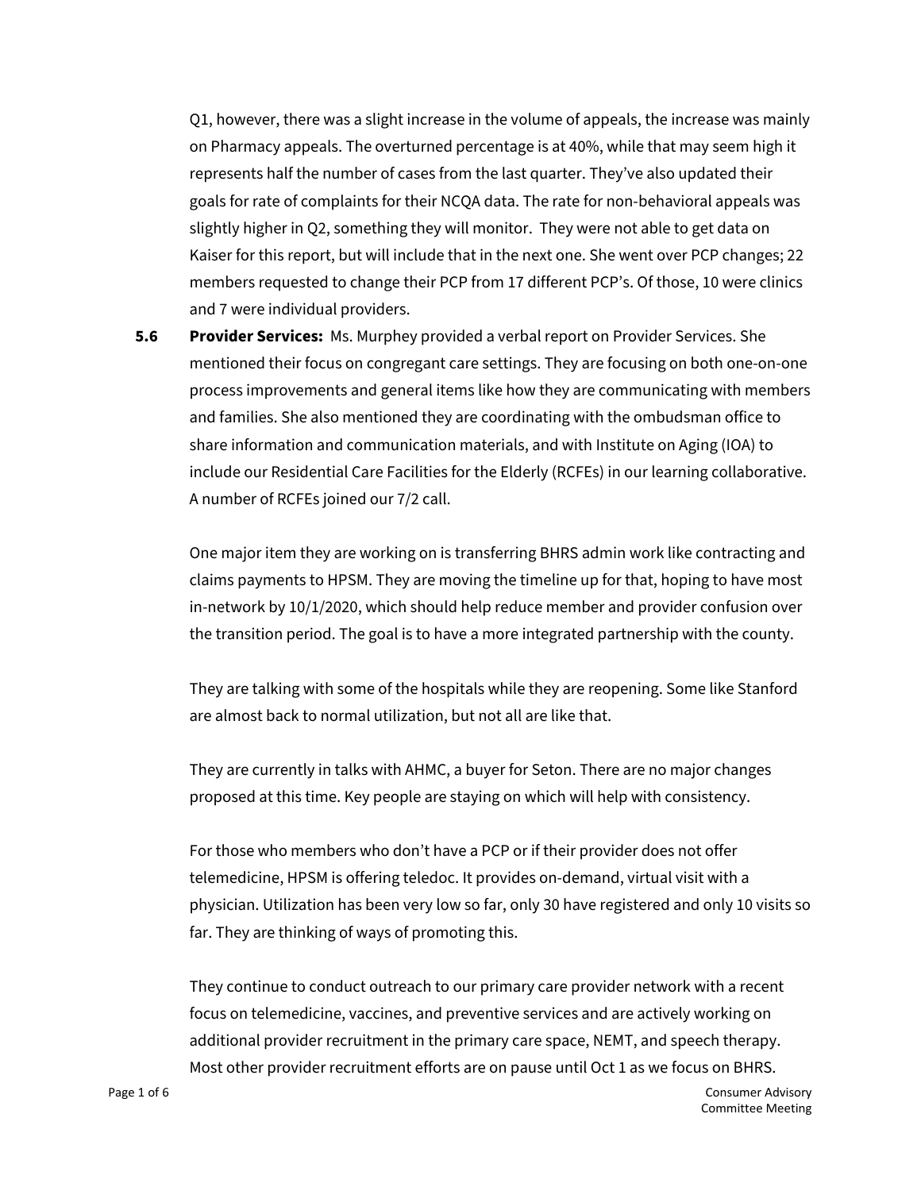Q1, however, there was a slight increase in the volume of appeals, the increase was mainly on Pharmacy appeals. The overturned percentage is at 40%, while that may seem high it represents half the number of cases from the last quarter. They've also updated their goals for rate of complaints for their NCQA data. The rate for non-behavioral appeals was slightly higher in Q2, something they will monitor. They were not able to get data on Kaiser for this report, but will include that in the next one. She went over PCP changes; 22 members requested to change their PCP from 17 different PCP's. Of those, 10 were clinics and 7 were individual providers.

**5.6 Provider Services:** Ms. Murphey provided a verbal report on Provider Services. She mentioned their focus on congregant care settings. They are focusing on both one-on-one process improvements and general items like how they are communicating with members and families. She also mentioned they are coordinating with the ombudsman office to share information and communication materials, and with Institute on Aging (IOA) to include our Residential Care Facilities for the Elderly (RCFEs) in our learning collaborative. A number of RCFEs joined our 7/2 call.

One major item they are working on is transferring BHRS admin work like contracting and claims payments to HPSM. They are moving the timeline up for that, hoping to have most in-network by 10/1/2020, which should help reduce member and provider confusion over the transition period. The goal is to have a more integrated partnership with the county.

They are talking with some of the hospitals while they are reopening. Some like Stanford are almost back to normal utilization, but not all are like that.

They are currently in talks with AHMC, a buyer for Seton. There are no major changes proposed at this time. Key people are staying on which will help with consistency.

For those who members who don't have a PCP or if their provider does not offer telemedicine, HPSM is offering teledoc. It provides on-demand, virtual visit with a physician. Utilization has been very low so far, only 30 have registered and only 10 visits so far. They are thinking of ways of promoting this.

They continue to conduct outreach to our primary care provider network with a recent focus on telemedicine, vaccines, and preventive services and are actively working on additional provider recruitment in the primary care space, NEMT, and speech therapy. Most other provider recruitment efforts are on pause until Oct 1 as we focus on BHRS.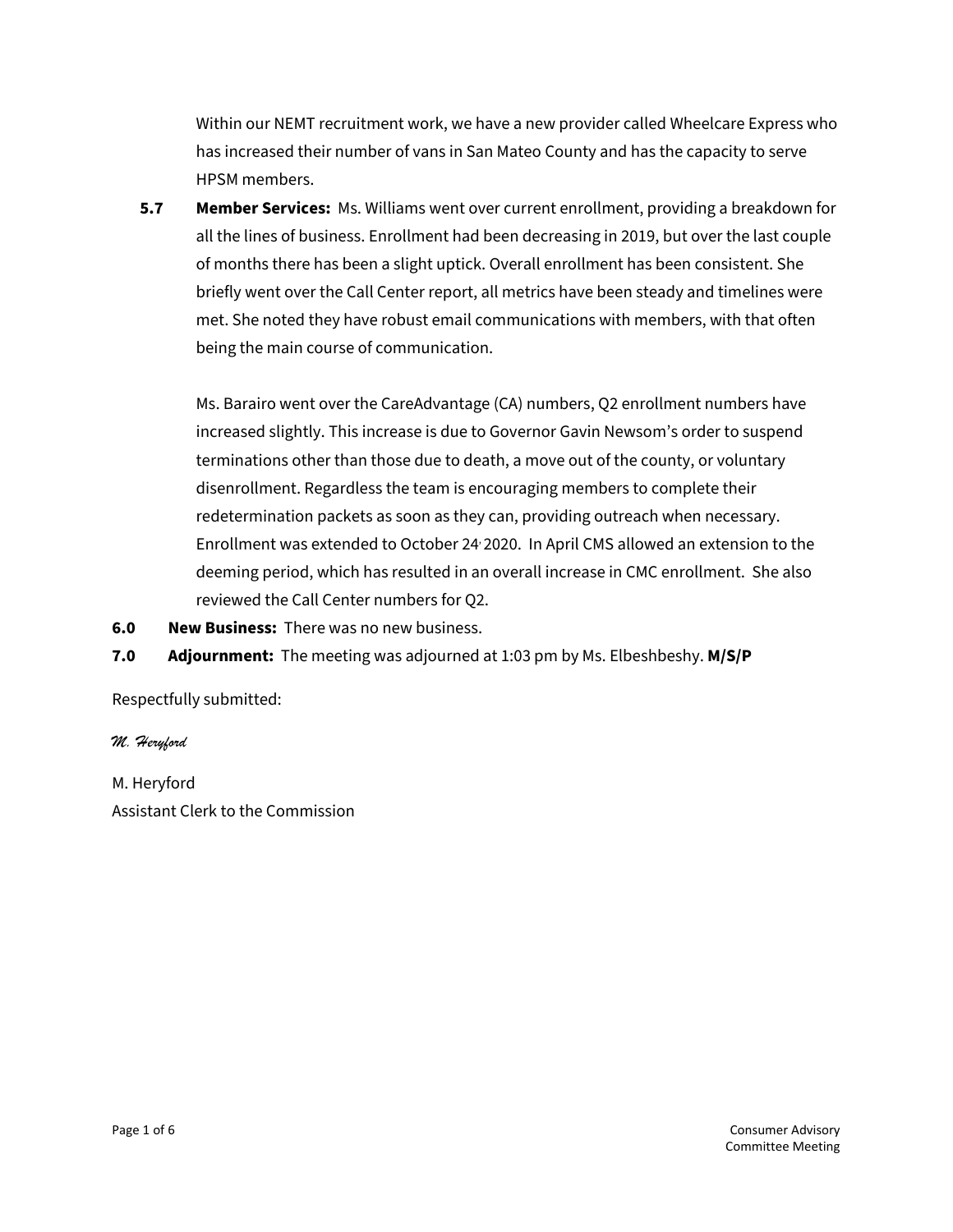Within our NEMT recruitment work, we have a new provider called Wheelcare Express who has increased their number of vans in San Mateo County and has the capacity to serve HPSM members.

**5.7 Member Services:** Ms. Williams went over current enrollment, providing a breakdown for all the lines of business. Enrollment had been decreasing in 2019, but over the last couple of months there has been a slight uptick. Overall enrollment has been consistent. She briefly went over the Call Center report, all metrics have been steady and timelines were met. She noted they have robust email communications with members, with that often being the main course of communication.

Ms. Barairo went over the CareAdvantage (CA) numbers, Q2 enrollment numbers have increased slightly. This increase is due to Governor Gavin Newsom's order to suspend terminations other than those due to death, a move out of the county, or voluntary disenrollment. Regardless the team is encouraging members to complete their redetermination packets as soon as they can, providing outreach when necessary. Enrollment was extended to October 24, 2020. In April CMS allowed an extension to the deeming period, which has resulted in an overall increase in CMC enrollment. She also reviewed the Call Center numbers for Q2.

**6.0 New Business:** There was no new business.

**7.0 Adjournment:** The meeting was adjourned at 1:03 pm by Ms. Elbeshbeshy. **M/S/P**

Respectfully submitted:

*M. Heryford*

M. Heryford
Assistant Clerk to the Commission